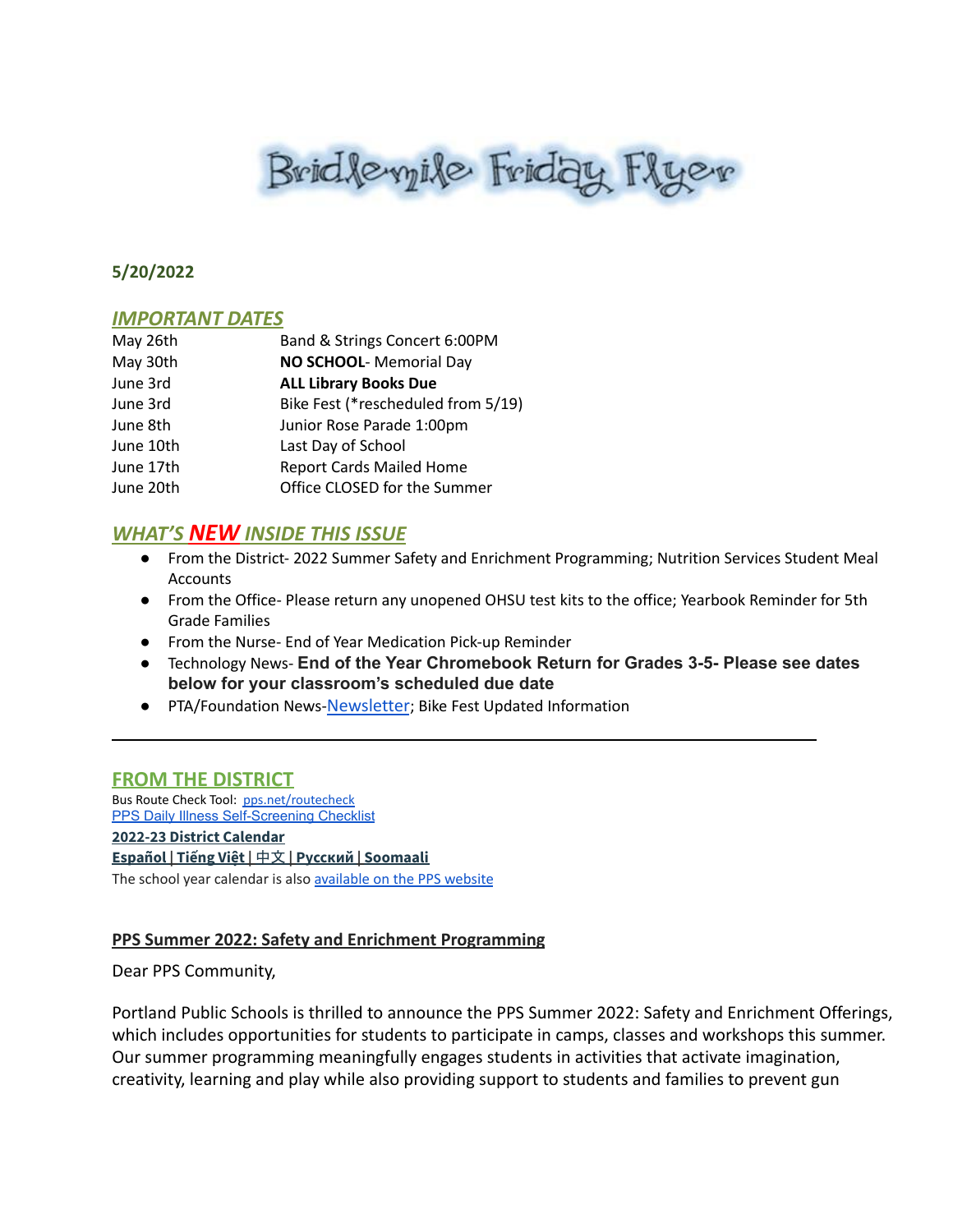# Bridlemile Friday Flyer

**5/20/2022**

## *IMPORTANT DATES*

| | |
|---|---|
| May 26th | Band & Strings Concert 6:00PM |
| May 30th | **NO SCHOOL**- Memorial Day |
| June 3rd | **ALL Library Books Due** |
| June 3rd | Bike Fest (*rescheduled from 5/19) |
| June 8th | Junior Rose Parade 1:00pm |
| June 10th | Last Day of School |
| June 17th | Report Cards Mailed Home |
| June 20th | Office CLOSED for the Summer |

## *WHAT'S NEW INSIDE THIS ISSUE*

- From the District- 2022 Summer Safety and Enrichment Programming; Nutrition Services Student Meal Accounts
- From the Office- Please return any unopened OHSU test kits to the office; Yearbook Reminder for 5th Grade Families
- From the Nurse- End of Year Medication Pick-up Reminder
- Technology News- **End of the Year Chromebook Return for Grades 3-5- Please see dates below for your classroom's scheduled due date**
- PTA/Foundation News-Newsletter; Bike Fest Updated Information

---

## FROM THE DISTRICT

Bus Route Check Tool: pps.net/routecheck
PPS Daily Illness Self-Screening Checklist

**2022-23 District Calendar**
**Español | Tiếng Việt | 中文 | Русский | Soomaali**
The school year calendar is also available on the PPS website

**PPS Summer 2022: Safety and Enrichment Programming**

Dear PPS Community,

Portland Public Schools is thrilled to announce the PPS Summer 2022: Safety and Enrichment Offerings, which includes opportunities for students to participate in camps, classes and workshops this summer. Our summer programming meaningfully engages students in activities that activate imagination, creativity, learning and play while also providing support to students and families to prevent gun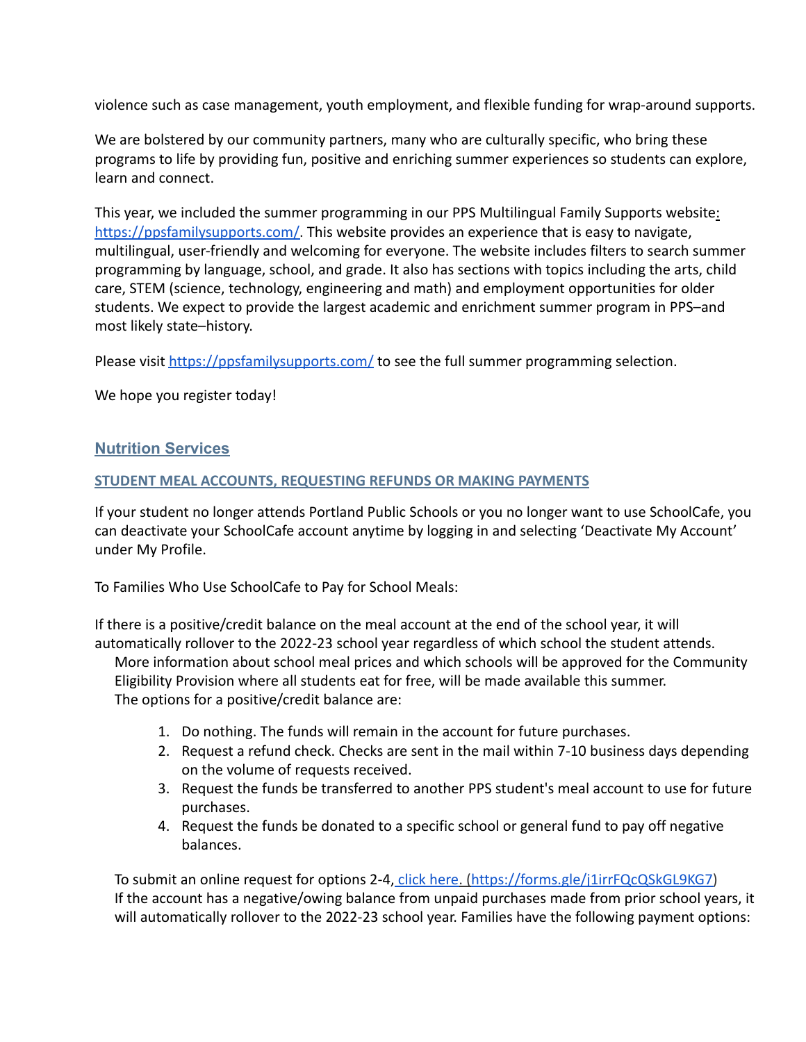violence such as case management, youth employment, and flexible funding for wrap-around supports.

We are bolstered by our community partners, many who are culturally specific, who bring these programs to life by providing fun, positive and enriching summer experiences so students can explore, learn and connect.

This year, we included the summer programming in our PPS Multilingual Family Supports website: [https://ppsfamilysupports.com/](https://ppsfamilysupports.com/). This website provides an experience that is easy to navigate, multilingual, user-friendly and welcoming for everyone. The website includes filters to search summer programming by language, school, and grade. It also has sections with topics including the arts, child care, STEM (science, technology, engineering and math) and employment opportunities for older students. We expect to provide the largest academic and enrichment summer program in PPS–and most likely state–history.

Please visit [https://ppsfamilysupports.com/](https://ppsfamilysupports.com/) to see the full summer programming selection.

We hope you register today!

## Nutrition Services

### STUDENT MEAL ACCOUNTS, REQUESTING REFUNDS OR MAKING PAYMENTS

If your student no longer attends Portland Public Schools or you no longer want to use SchoolCafe, you can deactivate your SchoolCafe account anytime by logging in and selecting 'Deactivate My Account' under My Profile.

To Families Who Use SchoolCafe to Pay for School Meals:

If there is a positive/credit balance on the meal account at the end of the school year, it will automatically rollover to the 2022-23 school year regardless of which school the student attends.
More information about school meal prices and which schools will be approved for the Community Eligibility Provision where all students eat for free, will be made available this summer.
The options for a positive/credit balance are:

1. Do nothing. The funds will remain in the account for future purchases.
2. Request a refund check. Checks are sent in the mail within 7-10 business days depending on the volume of requests received.
3. Request the funds be transferred to another PPS student's meal account to use for future purchases.
4. Request the funds be donated to a specific school or general fund to pay off negative balances.

To submit an online request for options 2-4, [click here.](https://forms.gle/j1irrFQcQSkGL9KG7) ([https://forms.gle/j1irrFQcQSkGL9KG7](https://forms.gle/j1irrFQcQSkGL9KG7))
If the account has a negative/owing balance from unpaid purchases made from prior school years, it will automatically rollover to the 2022-23 school year. Families have the following payment options: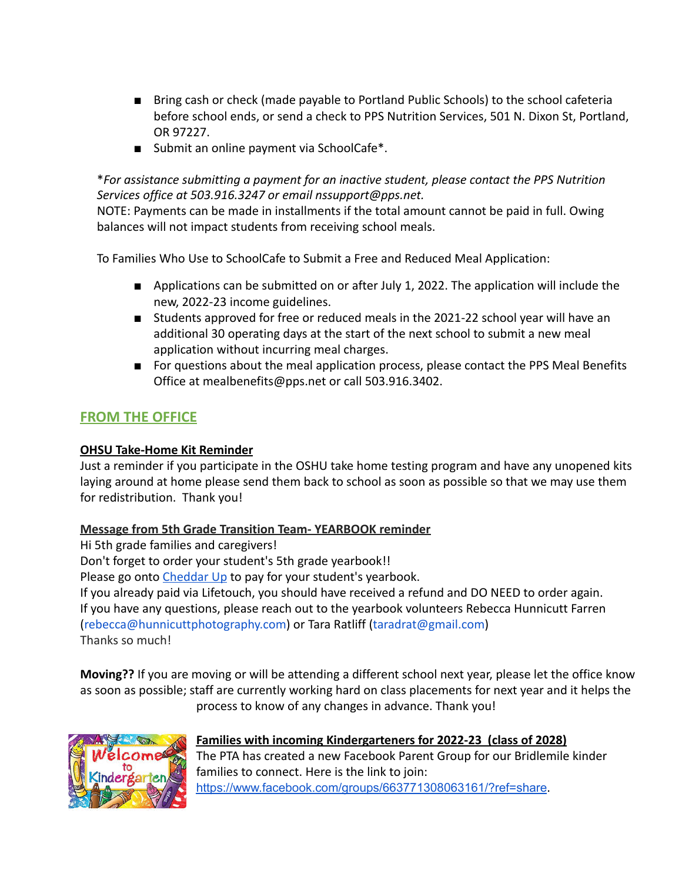- Bring cash or check (made payable to Portland Public Schools) to the school cafeteria before school ends, or send a check to PPS Nutrition Services, 501 N. Dixon St, Portland, OR 97227.
- Submit an online payment via SchoolCafe*.

**For assistance submitting a payment for an inactive student, please contact the PPS Nutrition Services office at 503.916.3247 or email nssupport@pps.net.*

NOTE: Payments can be made in installments if the total amount cannot be paid in full. Owing balances will not impact students from receiving school meals.

To Families Who Use to SchoolCafe to Submit a Free and Reduced Meal Application:

- Applications can be submitted on or after July 1, 2022. The application will include the new, 2022-23 income guidelines.
- Students approved for free or reduced meals in the 2021-22 school year will have an additional 30 operating days at the start of the next school to submit a new meal application without incurring meal charges.
- For questions about the meal application process, please contact the PPS Meal Benefits Office at mealbenefits@pps.net or call 503.916.3402.

## FROM THE OFFICE

**OHSU Take-Home Kit Reminder**

Just a reminder if you participate in the OSHU take home testing program and have any unopened kits laying around at home please send them back to school as soon as possible so that we may use them for redistribution. Thank you!

**Message from 5th Grade Transition Team- YEARBOOK reminder**

Hi 5th grade families and caregivers!
Don't forget to order your student's 5th grade yearbook!!
Please go onto Cheddar Up to pay for your student's yearbook.
If you already paid via Lifetouch, you should have received a refund and DO NEED to order again.
If you have any questions, please reach out to the yearbook volunteers Rebecca Hunnicutt Farren (rebecca@hunnicuttphotography.com) or Tara Ratliff (taradrat@gmail.com)
Thanks so much!

**Moving??** If you are moving or will be attending a different school next year, please let the office know as soon as possible; staff are currently working hard on class placements for next year and it helps the process to know of any changes in advance. Thank you!

**Families with incoming Kindergarteners for 2022-23 (class of 2028)**

The PTA has created a new Facebook Parent Group for our Bridlemile kinder families to connect. Here is the link to join: https://www.facebook.com/groups/663771308063161/?ref=share.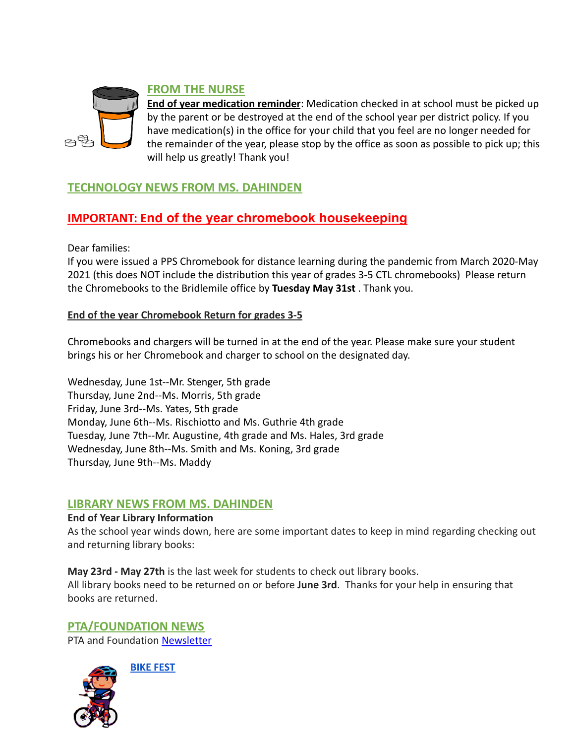## FROM THE NURSE

**End of year medication reminder**: Medication checked in at school must be picked up by the parent or be destroyed at the end of the school year per district policy. If you have medication(s) in the office for your child that you feel are no longer needed for the remainder of the year, please stop by the office as soon as possible to pick up; this will help us greatly! Thank you!

## TECHNOLOGY NEWS FROM MS. DAHINDEN

### IMPORTANT: End of the year chromebook housekeeping

Dear families:

If you were issued a PPS Chromebook for distance learning during the pandemic from March 2020-May 2021 (this does NOT include the distribution this year of grades 3-5 CTL chromebooks) Please return the Chromebooks to the Bridlemile office by **Tuesday May 31st** . Thank you.

**End of the year Chromebook Return for grades 3-5**

Chromebooks and chargers will be turned in at the end of the year. Please make sure your student brings his or her Chromebook and charger to school on the designated day.

Wednesday, June 1st--Mr. Stenger, 5th grade
Thursday, June 2nd--Ms. Morris, 5th grade
Friday, June 3rd--Ms. Yates, 5th grade
Monday, June 6th--Ms. Rischiotto and Ms. Guthrie 4th grade
Tuesday, June 7th--Mr. Augustine, 4th grade and Ms. Hales, 3rd grade
Wednesday, June 8th--Ms. Smith and Ms. Koning, 3rd grade
Thursday, June 9th--Ms. Maddy

## LIBRARY NEWS FROM MS. DAHINDEN

**End of Year Library Information**

As the school year winds down, here are some important dates to keep in mind regarding checking out and returning library books:

**May 23rd - May 27th** is the last week for students to check out library books.
All library books need to be returned on or before **June 3rd**. Thanks for your help in ensuring that books are returned.

## PTA/FOUNDATION NEWS

PTA and Foundation Newsletter

**BIKE FEST**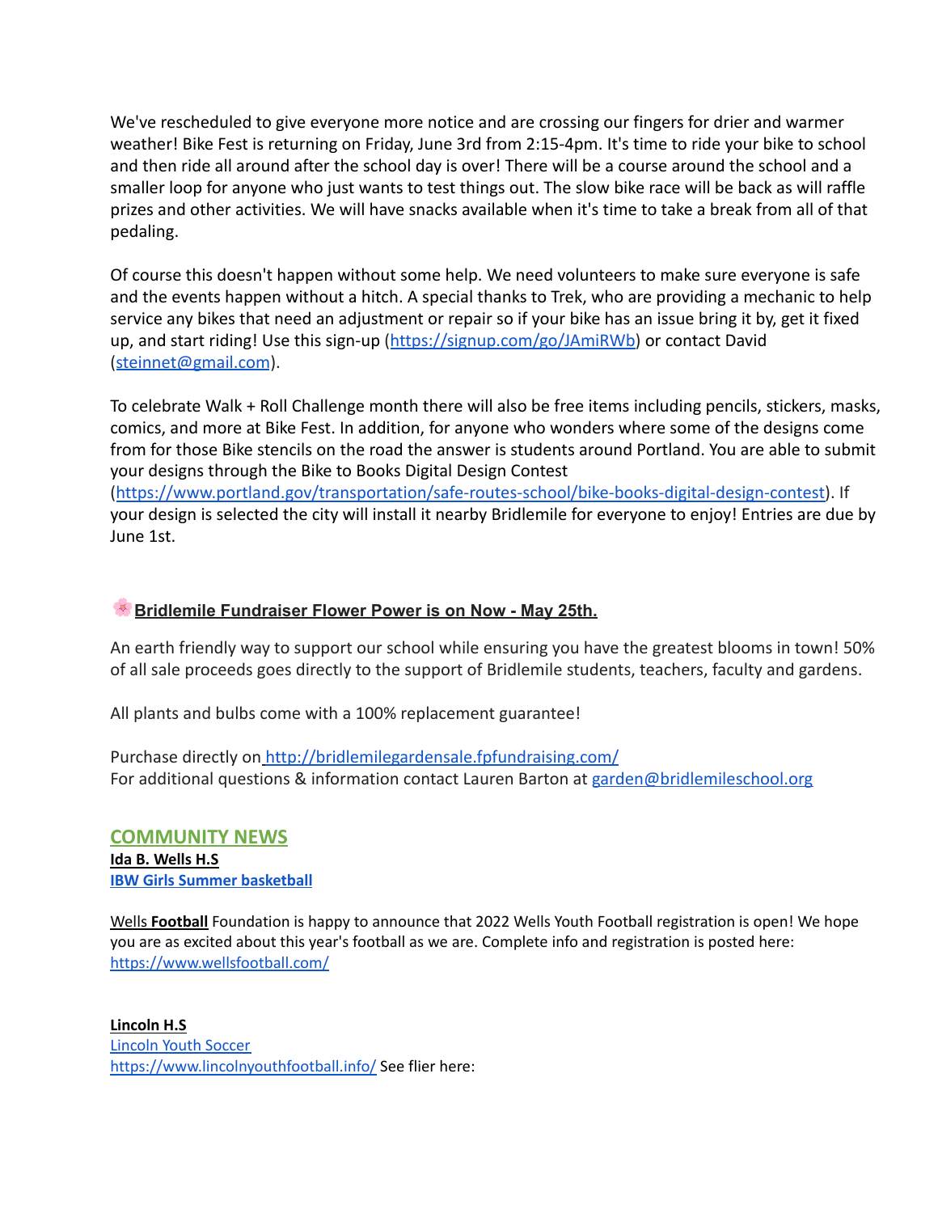We've rescheduled to give everyone more notice and are crossing our fingers for drier and warmer weather! Bike Fest is returning on Friday, June 3rd from 2:15-4pm. It's time to ride your bike to school and then ride all around after the school day is over! There will be a course around the school and a smaller loop for anyone who just wants to test things out. The slow bike race will be back as will raffle prizes and other activities. We will have snacks available when it's time to take a break from all of that pedaling.

Of course this doesn't happen without some help. We need volunteers to make sure everyone is safe and the events happen without a hitch. A special thanks to Trek, who are providing a mechanic to help service any bikes that need an adjustment or repair so if your bike has an issue bring it by, get it fixed up, and start riding! Use this sign-up (https://signup.com/go/JAmiRWb) or contact David (steinnet@gmail.com).

To celebrate Walk + Roll Challenge month there will also be free items including pencils, stickers, masks, comics, and more at Bike Fest. In addition, for anyone who wonders where some of the designs come from for those Bike stencils on the road the answer is students around Portland. You are able to submit your designs through the Bike to Books Digital Design Contest (https://www.portland.gov/transportation/safe-routes-school/bike-books-digital-design-contest). If your design is selected the city will install it nearby Bridlemile for everyone to enjoy! Entries are due by June 1st.

### 🌸 **Bridlemile Fundraiser Flower Power is on Now - May 25th.**

An earth friendly way to support our school while ensuring you have the greatest blooms in town! 50% of all sale proceeds goes directly to the support of Bridlemile students, teachers, faculty and gardens.

All plants and bulbs come with a 100% replacement guarantee!

Purchase directly on http://bridlemilegardensale.fpfundraising.com/
For additional questions & information contact Lauren Barton at garden@bridlemileschool.org

## COMMUNITY NEWS

**Ida B. Wells H.S**
**IBW Girls Summer basketball**

Wells **Football** Foundation is happy to announce that 2022 Wells Youth Football registration is open! We hope you are as excited about this year's football as we are. Complete info and registration is posted here: https://www.wellsfootball.com/

**Lincoln H.S**
Lincoln Youth Soccer
https://www.lincolnyouthfootball.info/ See flier here: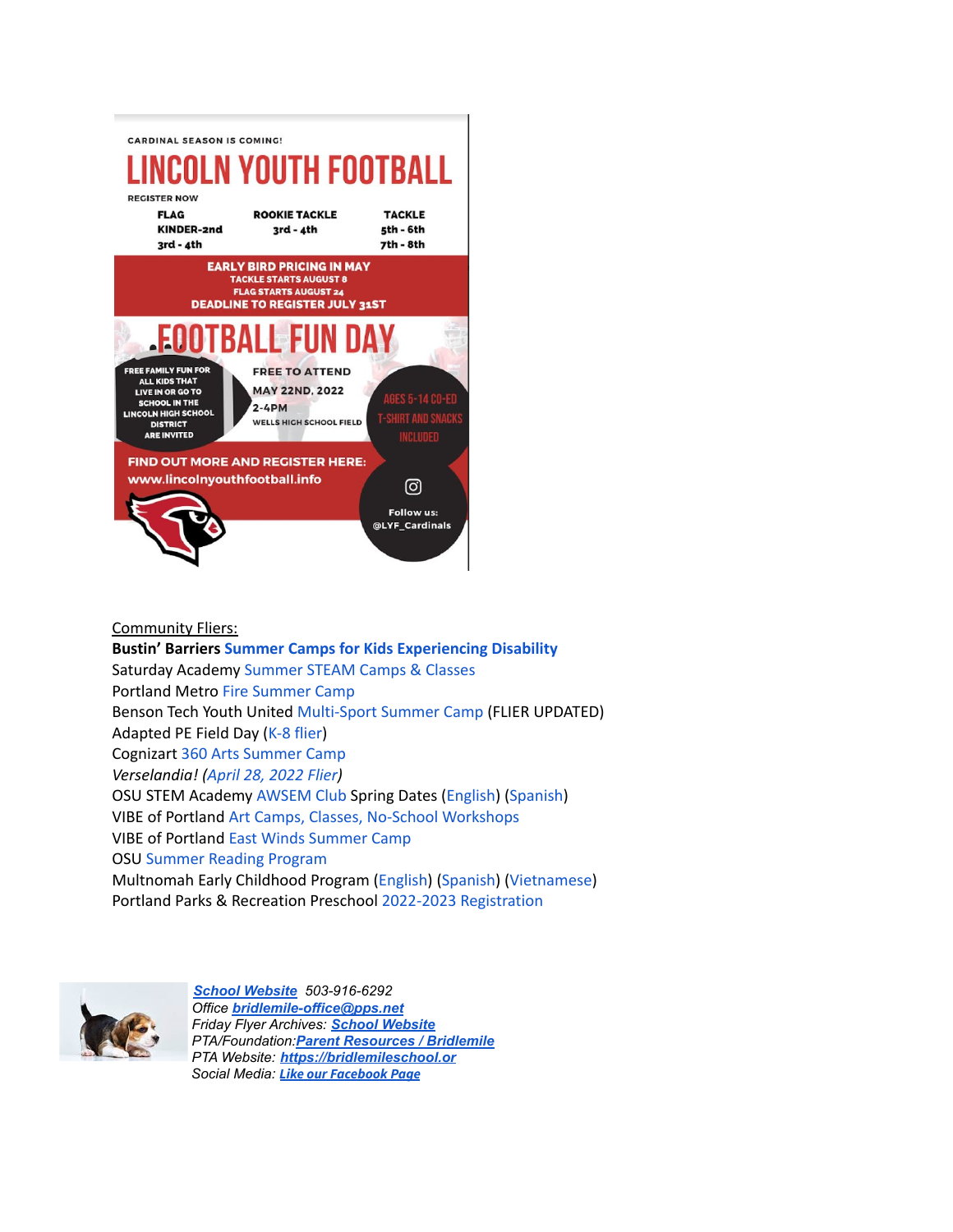CARDINAL SEASON IS COMING!

# LINCOLN YOUTH FOOTBALL

REGISTER NOW

| FLAG | ROOKIE TACKLE | TACKLE |
| --- | --- | --- |
| KINDER-2nd | 3rd - 4th | 5th - 6th |
| 3rd - 4th | | 7th - 8th |

**EARLY BIRD PRICING IN MAY**
TACKLE STARTS AUGUST 8
FLAG STARTS AUGUST 24
**DEADLINE TO REGISTER JULY 31ST**

## FOOTBALL FUN DAY

FREE FAMILY FUN FOR ALL KIDS THAT LIVE IN OR GO TO SCHOOL IN THE LINCOLN HIGH SCHOOL DISTRICT ARE INVITED

FREE TO ATTEND
MAY 22ND, 2022
2-4PM
WELLS HIGH SCHOOL FIELD

AGES 5-14 CO-ED
T-SHIRT AND SNACKS INCLUDED

FIND OUT MORE AND REGISTER HERE:
www.lincolnyouthfootball.info

Follow us:
@LYF_Cardinals

Community Fliers:
**Bustin' Barriers Summer Camps for Kids Experiencing Disability**
Saturday Academy Summer STEAM Camps & Classes
Portland Metro Fire Summer Camp
Benson Tech Youth United Multi-Sport Summer Camp (FLIER UPDATED)
Adapted PE Field Day (K-8 flier)
Cognizart 360 Arts Summer Camp
*Verselandia! (April 28, 2022 Flier)*
OSU STEM Academy AWSEM Club Spring Dates (English) (Spanish)
VIBE of Portland Art Camps, Classes, No-School Workshops
VIBE of Portland East Winds Summer Camp
OSU Summer Reading Program
Multnomah Early Childhood Program (English) (Spanish) (Vietnamese)
Portland Parks & Recreation Preschool 2022-2023 Registration

*School Website 503-916-6292*
*Office bridlemile-office@pps.net*
*Friday Flyer Archives: School Website*
*PTA/Foundation: Parent Resources / Bridlemile*
*PTA Website: https://bridlemileschool.or*
*Social Media: Like our Facebook Page*